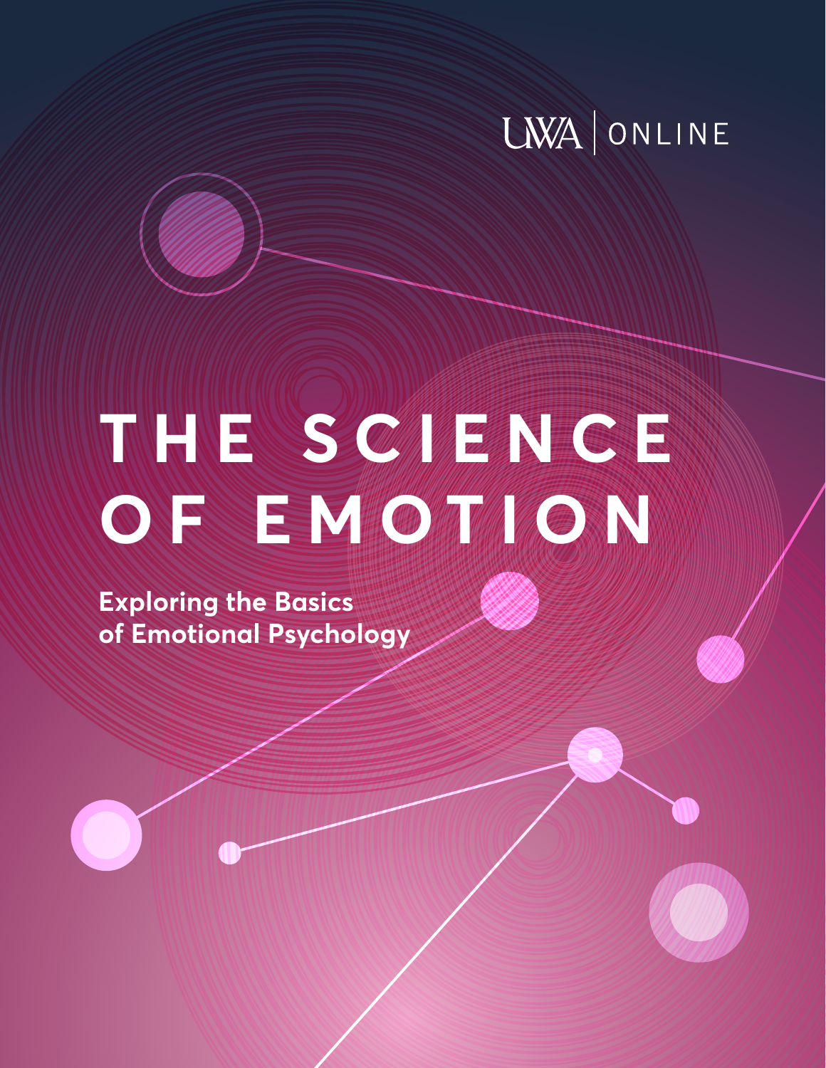UWA | ONLINE

# THE SCIENCE OF EMOTION

## Exploring the Basics of Emotional Psychology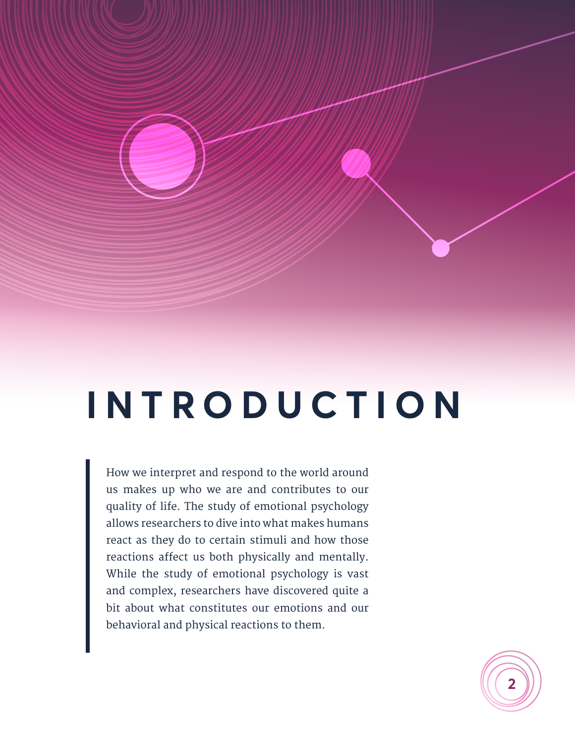# INTRODUCTION

How we interpret and respond to the world around us makes up who we are and contributes to our quality of life. The study of emotional psychology allows researchers to dive into what makes humans react as they do to certain stimuli and how those reactions affect us both physically and mentally. While the study of emotional psychology is vast and complex, researchers have discovered quite a bit about what constitutes our emotions and our behavioral and physical reactions to them.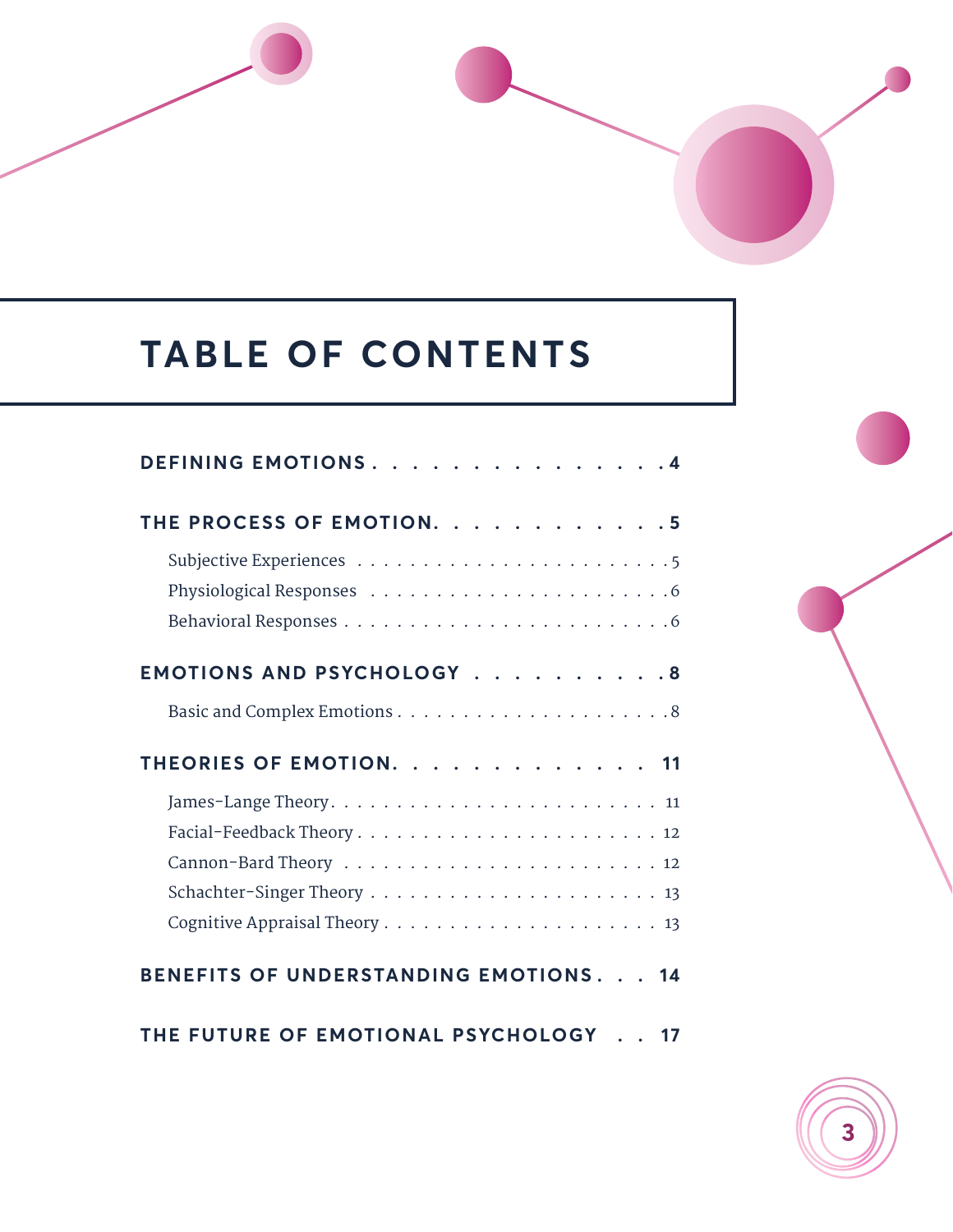# TABLE OF CONTENTS

**DEFINING EMOTIONS** . . . . . . . . . . . . . . . . 4

**THE PROCESS OF EMOTION** . . . . . . . . . . . . . 5

- Subjective Experiences . . . . . . . . . . . . . . . . . . . . . . . 5
- Physiological Responses . . . . . . . . . . . . . . . . . . . . . . 6
- Behavioral Responses . . . . . . . . . . . . . . . . . . . . . . . 6

**EMOTIONS AND PSYCHOLOGY** . . . . . . . . . . . 8

- Basic and Complex Emotions . . . . . . . . . . . . . . . . . . . 8

**THEORIES OF EMOTION** . . . . . . . . . . . . . . 11

- James-Lange Theory . . . . . . . . . . . . . . . . . . . . . . . 11
- Facial-Feedback Theory . . . . . . . . . . . . . . . . . . . . . 12
- Cannon-Bard Theory . . . . . . . . . . . . . . . . . . . . . . . 12
- Schachter-Singer Theory . . . . . . . . . . . . . . . . . . . . . 13
- Cognitive Appraisal Theory . . . . . . . . . . . . . . . . . . . 13

**BENEFITS OF UNDERSTANDING EMOTIONS** . . . 14

**THE FUTURE OF EMOTIONAL PSYCHOLOGY** . . 17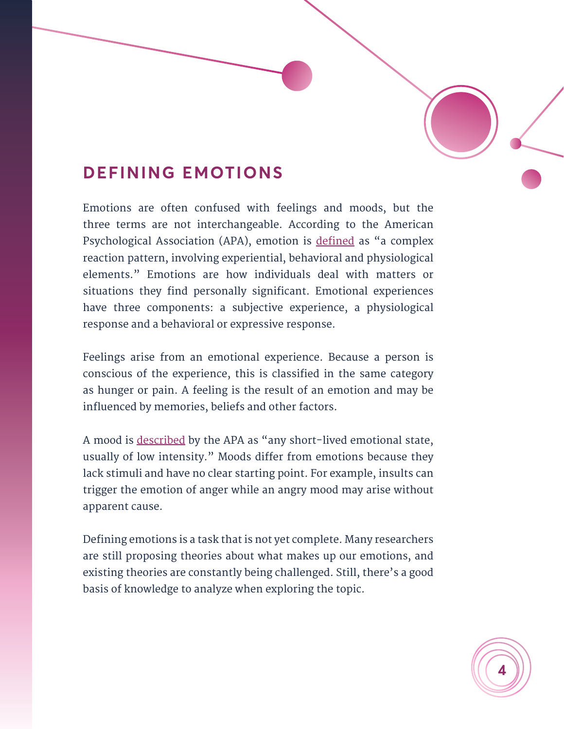## DEFINING EMOTIONS

Emotions are often confused with feelings and moods, but the three terms are not interchangeable. According to the American Psychological Association (APA), emotion is defined as "a complex reaction pattern, involving experiential, behavioral and physiological elements." Emotions are how individuals deal with matters or situations they find personally significant. Emotional experiences have three components: a subjective experience, a physiological response and a behavioral or expressive response.

Feelings arise from an emotional experience. Because a person is conscious of the experience, this is classified in the same category as hunger or pain. A feeling is the result of an emotion and may be influenced by memories, beliefs and other factors.

A mood is described by the APA as "any short-lived emotional state, usually of low intensity." Moods differ from emotions because they lack stimuli and have no clear starting point. For example, insults can trigger the emotion of anger while an angry mood may arise without apparent cause.

Defining emotions is a task that is not yet complete. Many researchers are still proposing theories about what makes up our emotions, and existing theories are constantly being challenged. Still, there's a good basis of knowledge to analyze when exploring the topic.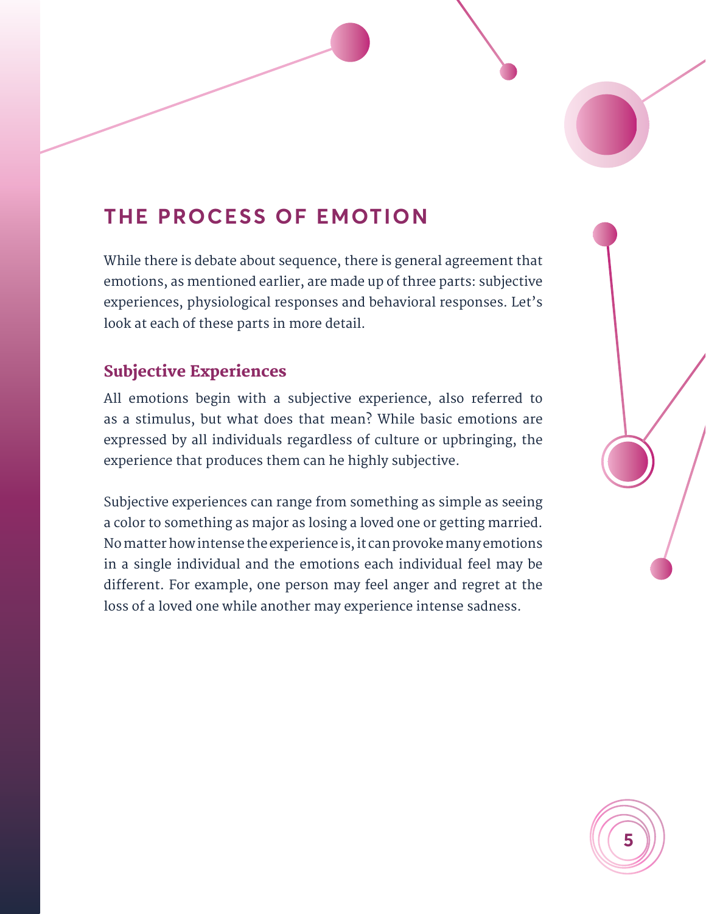## THE PROCESS OF EMOTION

While there is debate about sequence, there is general agreement that emotions, as mentioned earlier, are made up of three parts: subjective experiences, physiological responses and behavioral responses. Let's look at each of these parts in more detail.

### Subjective Experiences

All emotions begin with a subjective experience, also referred to as a stimulus, but what does that mean? While basic emotions are expressed by all individuals regardless of culture or upbringing, the experience that produces them can he highly subjective.

Subjective experiences can range from something as simple as seeing a color to something as major as losing a loved one or getting married. No matter how intense the experience is, it can provoke many emotions in a single individual and the emotions each individual feel may be different. For example, one person may feel anger and regret at the loss of a loved one while another may experience intense sadness.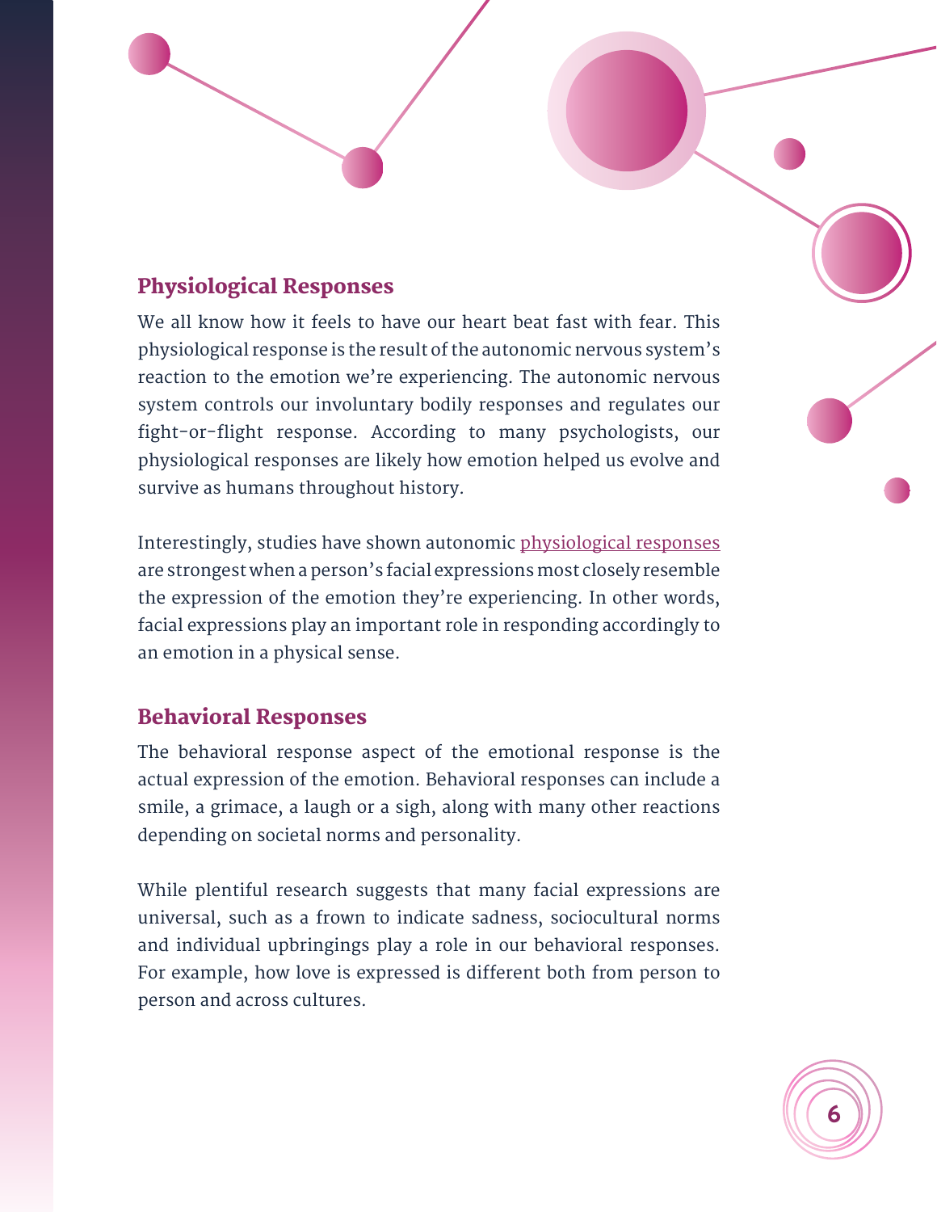## Physiological Responses

We all know how it feels to have our heart beat fast with fear. This physiological response is the result of the autonomic nervous system's reaction to the emotion we're experiencing. The autonomic nervous system controls our involuntary bodily responses and regulates our fight-or-flight response. According to many psychologists, our physiological responses are likely how emotion helped us evolve and survive as humans throughout history.

Interestingly, studies have shown autonomic physiological responses are strongest when a person's facial expressions most closely resemble the expression of the emotion they're experiencing. In other words, facial expressions play an important role in responding accordingly to an emotion in a physical sense.

## Behavioral Responses

The behavioral response aspect of the emotional response is the actual expression of the emotion. Behavioral responses can include a smile, a grimace, a laugh or a sigh, along with many other reactions depending on societal norms and personality.

While plentiful research suggests that many facial expressions are universal, such as a frown to indicate sadness, sociocultural norms and individual upbringings play a role in our behavioral responses. For example, how love is expressed is different both from person to person and across cultures.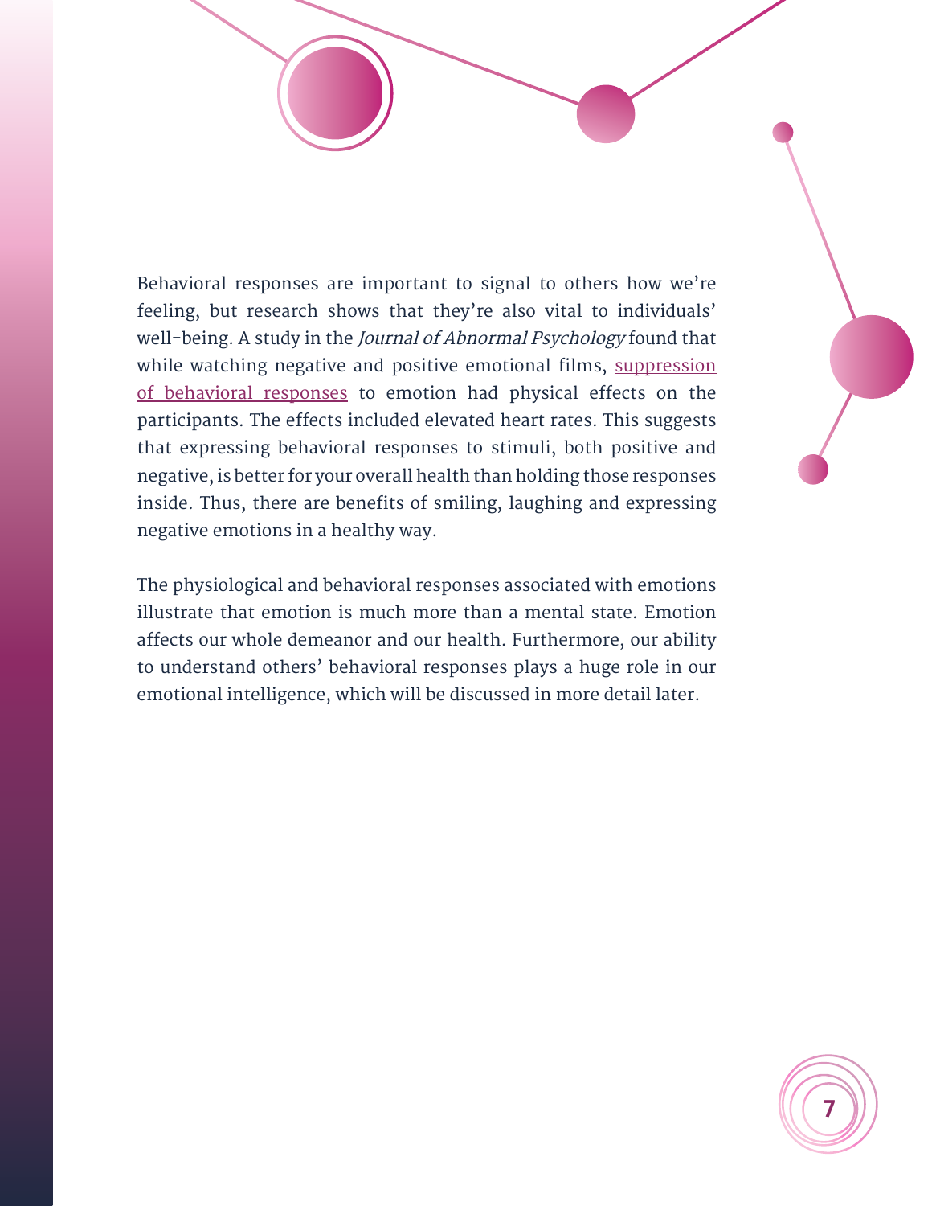Behavioral responses are important to signal to others how we're feeling, but research shows that they're also vital to individuals' well-being. A study in the *Journal of Abnormal Psychology* found that while watching negative and positive emotional films, suppression of behavioral responses to emotion had physical effects on the participants. The effects included elevated heart rates. This suggests that expressing behavioral responses to stimuli, both positive and negative, is better for your overall health than holding those responses inside. Thus, there are benefits of smiling, laughing and expressing negative emotions in a healthy way.

The physiological and behavioral responses associated with emotions illustrate that emotion is much more than a mental state. Emotion affects our whole demeanor and our health. Furthermore, our ability to understand others' behavioral responses plays a huge role in our emotional intelligence, which will be discussed in more detail later.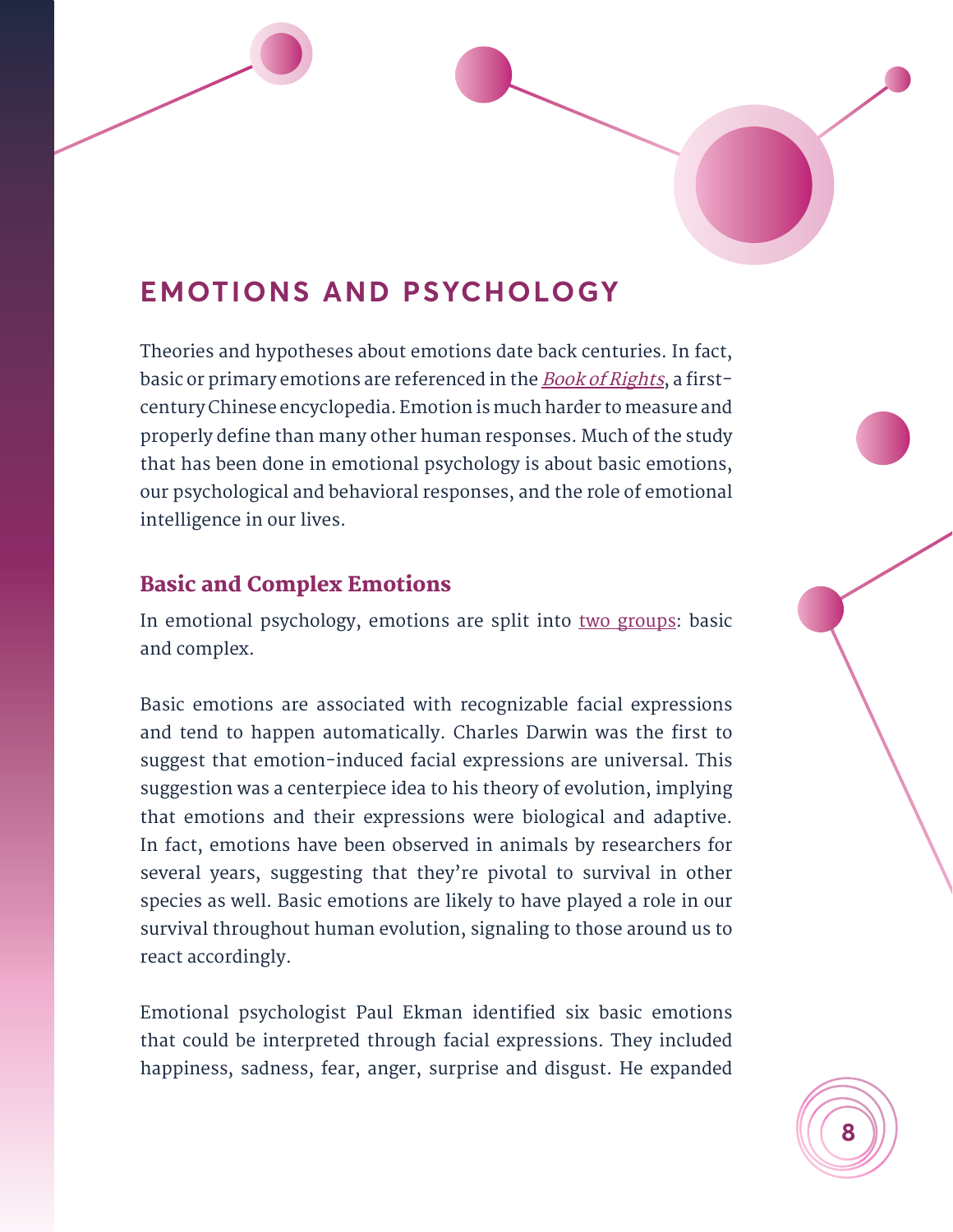## EMOTIONS AND PSYCHOLOGY

Theories and hypotheses about emotions date back centuries. In fact, basic or primary emotions are referenced in the *Book of Rights*, a first-century Chinese encyclopedia. Emotion is much harder to measure and properly define than many other human responses. Much of the study that has been done in emotional psychology is about basic emotions, our psychological and behavioral responses, and the role of emotional intelligence in our lives.

### Basic and Complex Emotions

In emotional psychology, emotions are split into two groups: basic and complex.

Basic emotions are associated with recognizable facial expressions and tend to happen automatically. Charles Darwin was the first to suggest that emotion-induced facial expressions are universal. This suggestion was a centerpiece idea to his theory of evolution, implying that emotions and their expressions were biological and adaptive. In fact, emotions have been observed in animals by researchers for several years, suggesting that they're pivotal to survival in other species as well. Basic emotions are likely to have played a role in our survival throughout human evolution, signaling to those around us to react accordingly.

Emotional psychologist Paul Ekman identified six basic emotions that could be interpreted through facial expressions. They included happiness, sadness, fear, anger, surprise and disgust. He expanded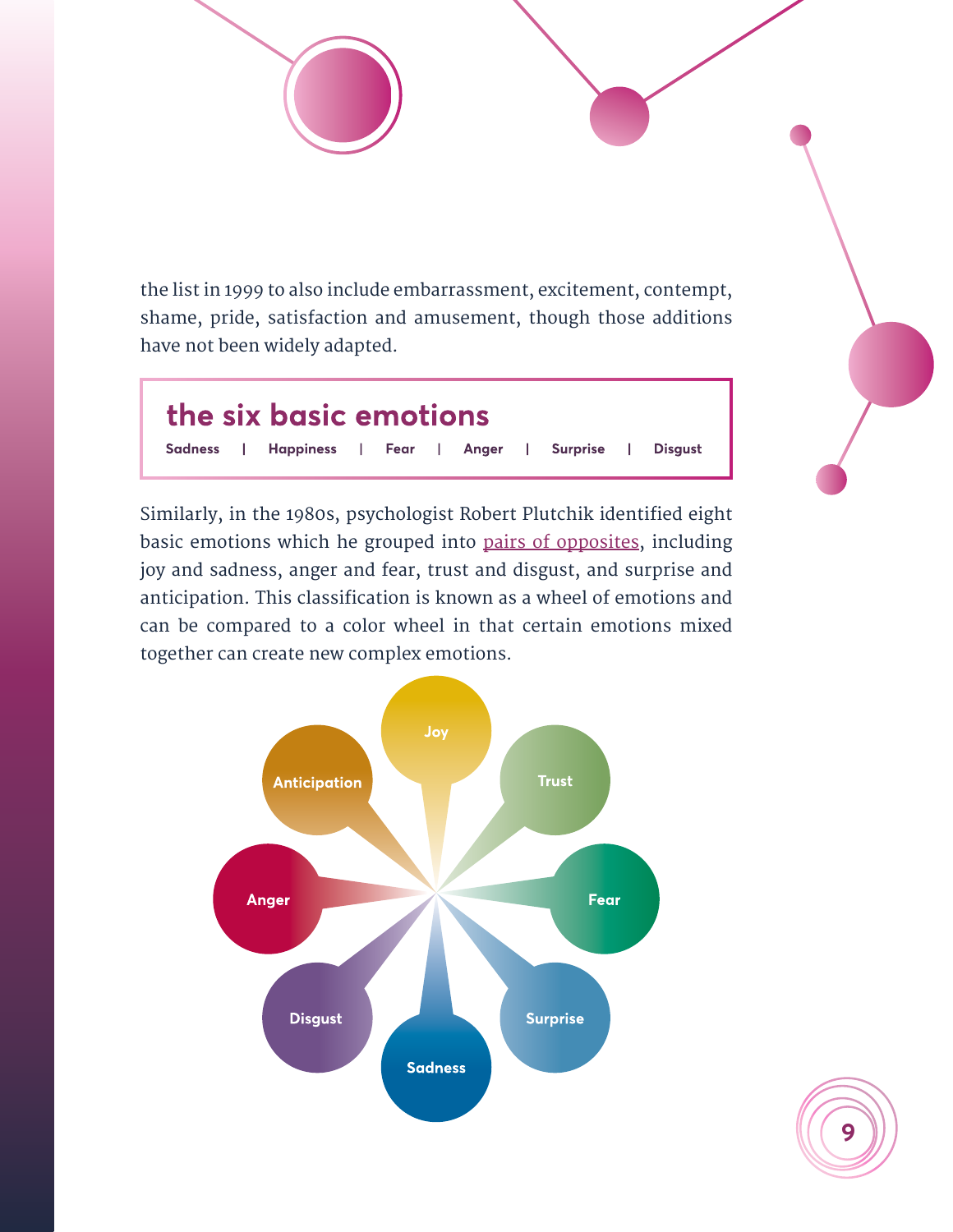the list in 1999 to also include embarrassment, excitement, contempt, shame, pride, satisfaction and amusement, though those additions have not been widely adapted.

## the six basic emotions

**Sadness | Happiness | Fear | Anger | Surprise | Disgust**

Similarly, in the 1980s, psychologist Robert Plutchik identified eight basic emotions which he grouped into pairs of opposites, including joy and sadness, anger and fear, trust and disgust, and surprise and anticipation. This classification is known as a wheel of emotions and can be compared to a color wheel in that certain emotions mixed together can create new complex emotions.

Joy
Trust
Fear
Surprise
Sadness
Disgust
Anger
Anticipation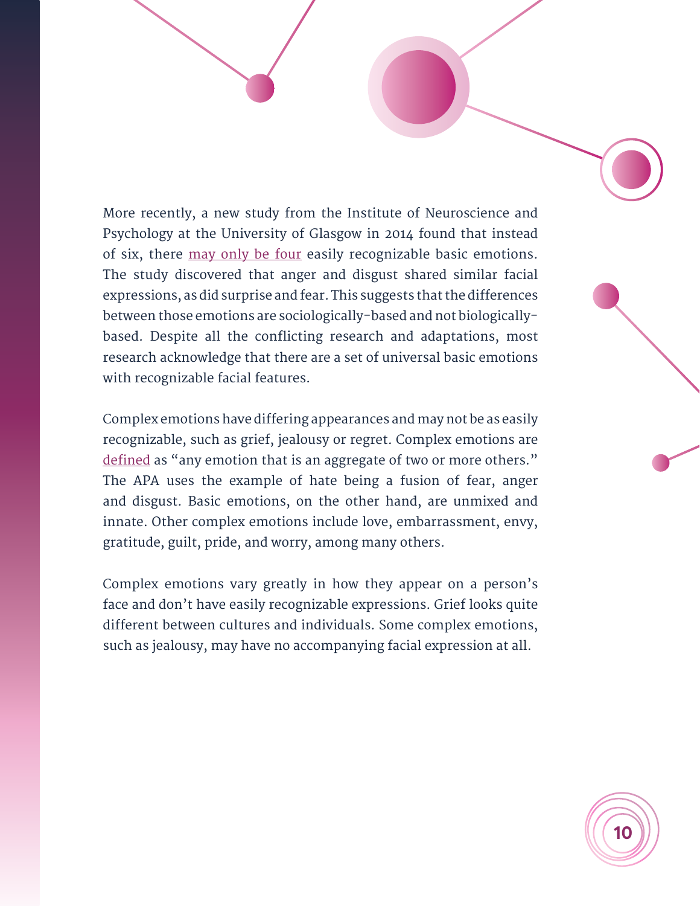More recently, a new study from the Institute of Neuroscience and Psychology at the University of Glasgow in 2014 found that instead of six, there may only be four easily recognizable basic emotions. The study discovered that anger and disgust shared similar facial expressions, as did surprise and fear. This suggests that the differences between those emotions are sociologically-based and not biologically-based. Despite all the conflicting research and adaptations, most research acknowledge that there are a set of universal basic emotions with recognizable facial features.

Complex emotions have differing appearances and may not be as easily recognizable, such as grief, jealousy or regret. Complex emotions are defined as "any emotion that is an aggregate of two or more others." The APA uses the example of hate being a fusion of fear, anger and disgust. Basic emotions, on the other hand, are unmixed and innate. Other complex emotions include love, embarrassment, envy, gratitude, guilt, pride, and worry, among many others.

Complex emotions vary greatly in how they appear on a person's face and don't have easily recognizable expressions. Grief looks quite different between cultures and individuals. Some complex emotions, such as jealousy, may have no accompanying facial expression at all.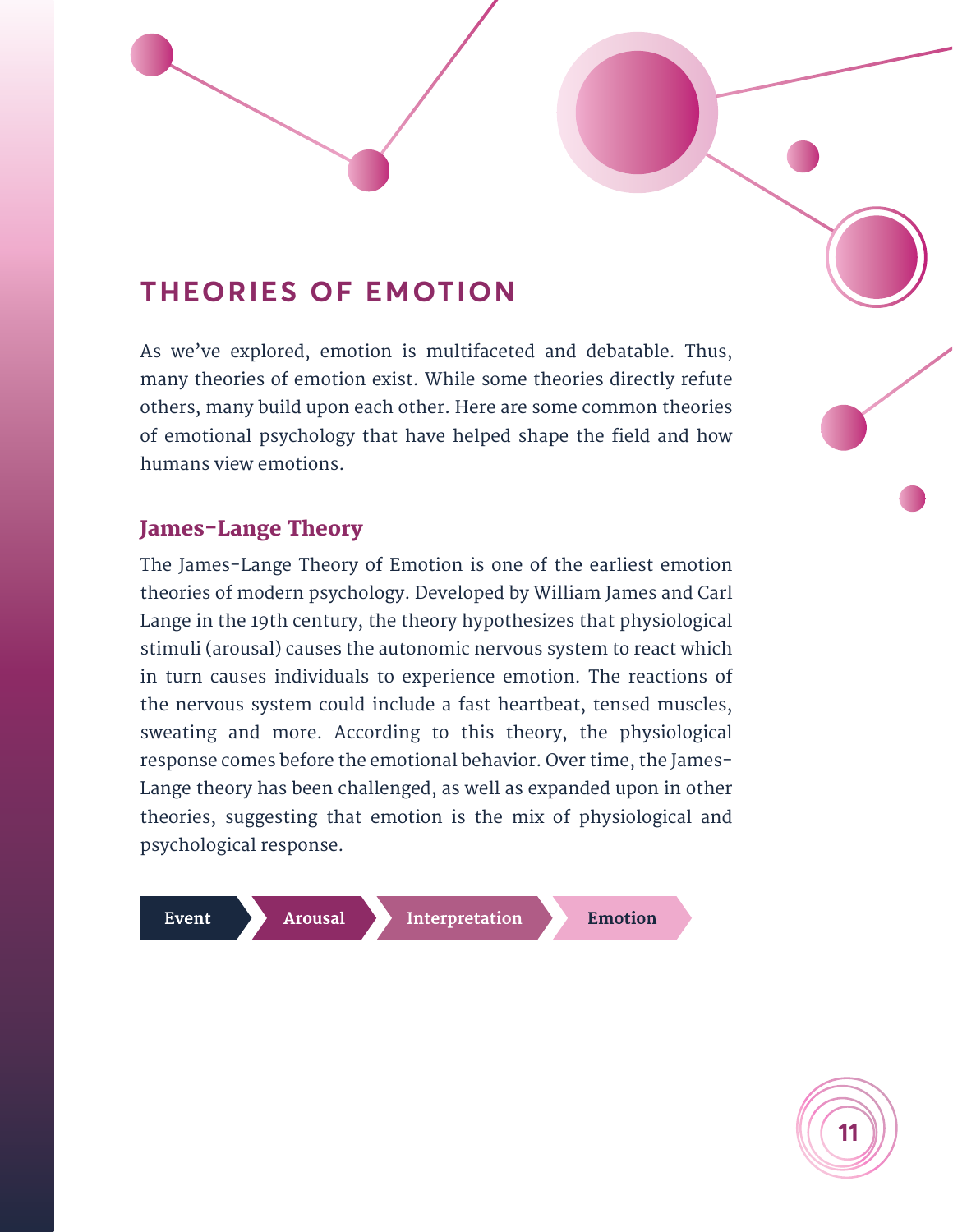# THEORIES OF EMOTION

As we've explored, emotion is multifaceted and debatable. Thus, many theories of emotion exist. While some theories directly refute others, many build upon each other. Here are some common theories of emotional psychology that have helped shape the field and how humans view emotions.

## James-Lange Theory

The James-Lange Theory of Emotion is one of the earliest emotion theories of modern psychology. Developed by William James and Carl Lange in the 19th century, the theory hypothesizes that physiological stimuli (arousal) causes the autonomic nervous system to react which in turn causes individuals to experience emotion. The reactions of the nervous system could include a fast heartbeat, tensed muscles, sweating and more. According to this theory, the physiological response comes before the emotional behavior. Over time, the James-Lange theory has been challenged, as well as expanded upon in other theories, suggesting that emotion is the mix of physiological and psychological response.

**Event** → **Arousal** → **Interpretation** → **Emotion**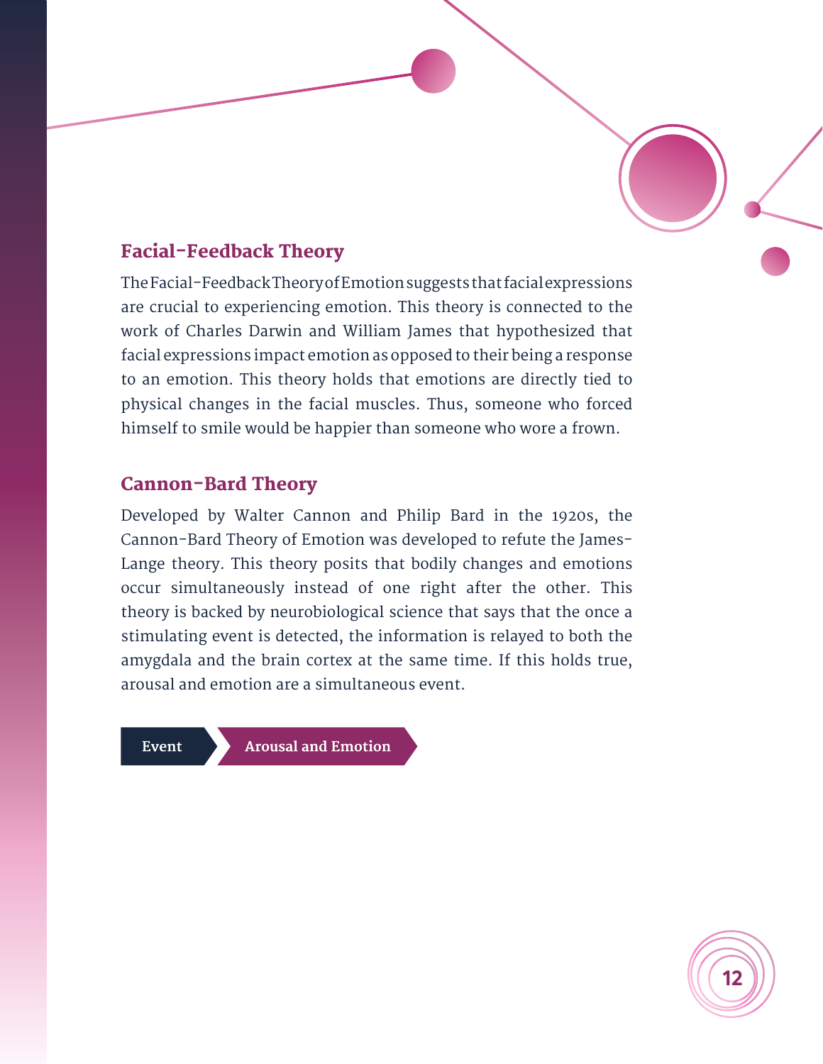## Facial-Feedback Theory

The Facial-Feedback Theory of Emotion suggests that facial expressions are crucial to experiencing emotion. This theory is connected to the work of Charles Darwin and William James that hypothesized that facial expressions impact emotion as opposed to their being a response to an emotion. This theory holds that emotions are directly tied to physical changes in the facial muscles. Thus, someone who forced himself to smile would be happier than someone who wore a frown.

## Cannon-Bard Theory

Developed by Walter Cannon and Philip Bard in the 1920s, the Cannon-Bard Theory of Emotion was developed to refute the James-Lange theory. This theory posits that bodily changes and emotions occur simultaneously instead of one right after the other. This theory is backed by neurobiological science that says that the once a stimulating event is detected, the information is relayed to both the amygdala and the brain cortex at the same time. If this holds true, arousal and emotion are a simultaneous event.

**Event** → **Arousal and Emotion**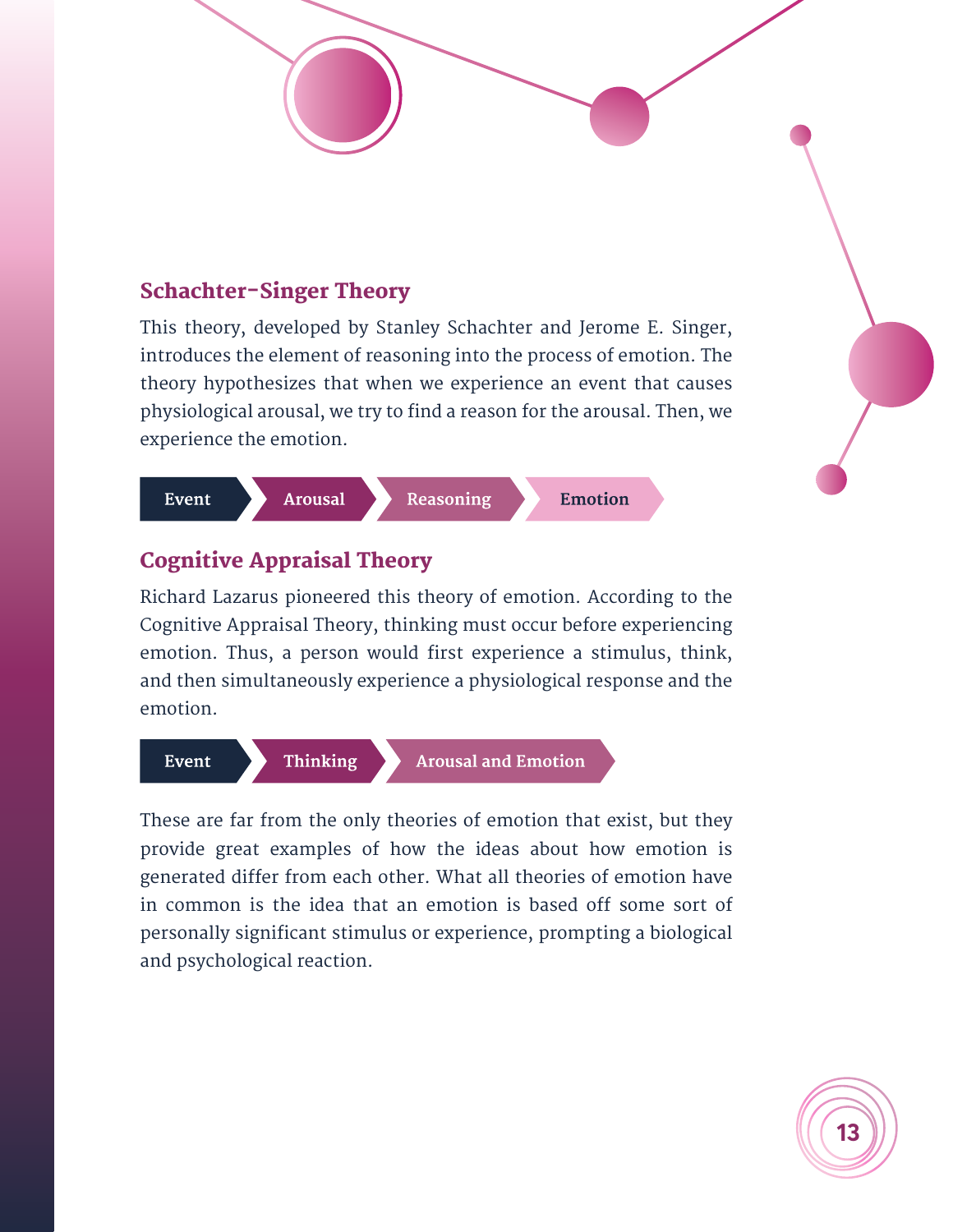## Schachter-Singer Theory

This theory, developed by Stanley Schachter and Jerome E. Singer, introduces the element of reasoning into the process of emotion. The theory hypothesizes that when we experience an event that causes physiological arousal, we try to find a reason for the arousal. Then, we experience the emotion.

**Event** → **Arousal** → **Reasoning** → **Emotion**

## Cognitive Appraisal Theory

Richard Lazarus pioneered this theory of emotion. According to the Cognitive Appraisal Theory, thinking must occur before experiencing emotion. Thus, a person would first experience a stimulus, think, and then simultaneously experience a physiological response and the emotion.

**Event** → **Thinking** → **Arousal and Emotion**

These are far from the only theories of emotion that exist, but they provide great examples of how the ideas about how emotion is generated differ from each other. What all theories of emotion have in common is the idea that an emotion is based off some sort of personally significant stimulus or experience, prompting a biological and psychological reaction.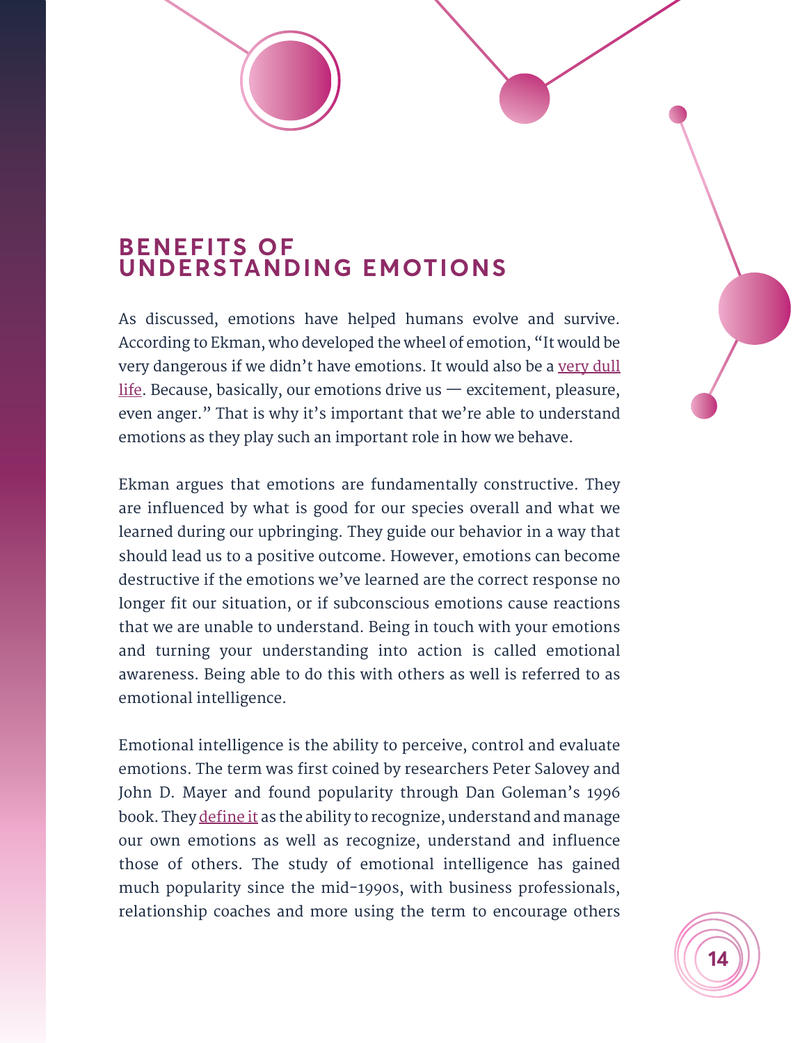## BENEFITS OF UNDERSTANDING EMOTIONS

As discussed, emotions have helped humans evolve and survive. According to Ekman, who developed the wheel of emotion, "It would be very dangerous if we didn't have emotions. It would also be a very dull life. Because, basically, our emotions drive us — excitement, pleasure, even anger." That is why it's important that we're able to understand emotions as they play such an important role in how we behave.

Ekman argues that emotions are fundamentally constructive. They are influenced by what is good for our species overall and what we learned during our upbringing. They guide our behavior in a way that should lead us to a positive outcome. However, emotions can become destructive if the emotions we've learned are the correct response no longer fit our situation, or if subconscious emotions cause reactions that we are unable to understand. Being in touch with your emotions and turning your understanding into action is called emotional awareness. Being able to do this with others as well is referred to as emotional intelligence.

Emotional intelligence is the ability to perceive, control and evaluate emotions. The term was first coined by researchers Peter Salovey and John D. Mayer and found popularity through Dan Goleman's 1996 book. They define it as the ability to recognize, understand and manage our own emotions as well as recognize, understand and influence those of others. The study of emotional intelligence has gained much popularity since the mid-1990s, with business professionals, relationship coaches and more using the term to encourage others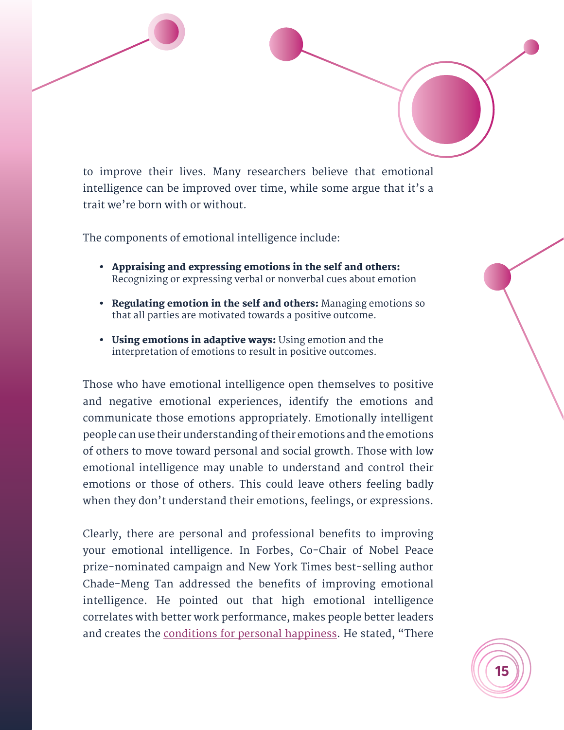to improve their lives. Many researchers believe that emotional intelligence can be improved over time, while some argue that it's a trait we're born with or without.

The components of emotional intelligence include:

- **Appraising and expressing emotions in the self and others:** Recognizing or expressing verbal or nonverbal cues about emotion
- **Regulating emotion in the self and others:** Managing emotions so that all parties are motivated towards a positive outcome.
- **Using emotions in adaptive ways:** Using emotion and the interpretation of emotions to result in positive outcomes.

Those who have emotional intelligence open themselves to positive and negative emotional experiences, identify the emotions and communicate those emotions appropriately. Emotionally intelligent people can use their understanding of their emotions and the emotions of others to move toward personal and social growth. Those with low emotional intelligence may unable to understand and control their emotions or those of others. This could leave others feeling badly when they don't understand their emotions, feelings, or expressions.

Clearly, there are personal and professional benefits to improving your emotional intelligence. In Forbes, Co-Chair of Nobel Peace prize-nominated campaign and New York Times best-selling author Chade-Meng Tan addressed the benefits of improving emotional intelligence. He pointed out that high emotional intelligence correlates with better work performance, makes people better leaders and creates the conditions for personal happiness. He stated, "There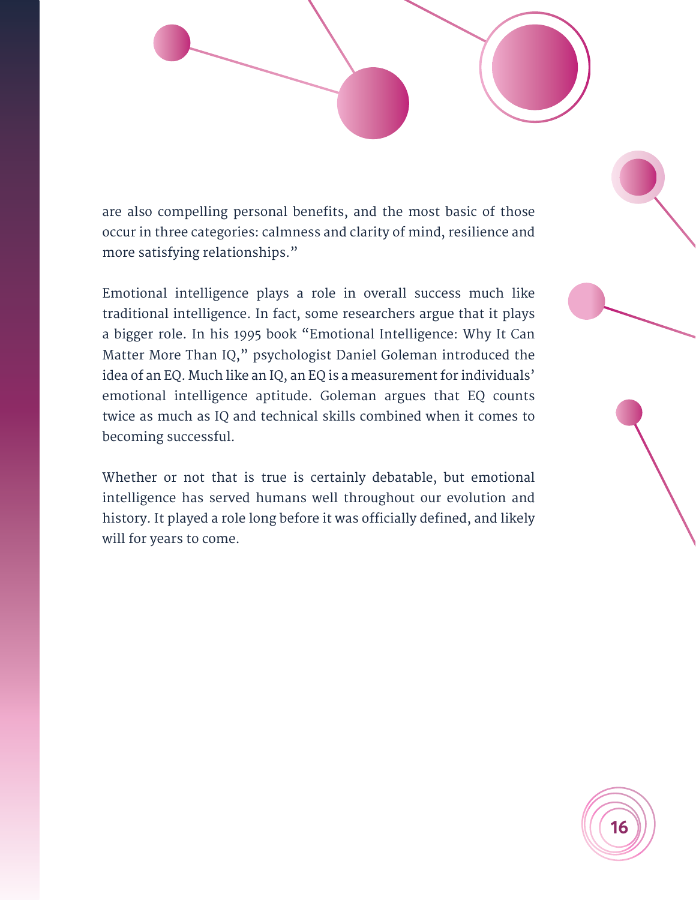are also compelling personal benefits, and the most basic of those occur in three categories: calmness and clarity of mind, resilience and more satisfying relationships."

Emotional intelligence plays a role in overall success much like traditional intelligence. In fact, some researchers argue that it plays a bigger role. In his 1995 book "Emotional Intelligence: Why It Can Matter More Than IQ," psychologist Daniel Goleman introduced the idea of an EQ. Much like an IQ, an EQ is a measurement for individuals' emotional intelligence aptitude. Goleman argues that EQ counts twice as much as IQ and technical skills combined when it comes to becoming successful.

Whether or not that is true is certainly debatable, but emotional intelligence has served humans well throughout our evolution and history. It played a role long before it was officially defined, and likely will for years to come.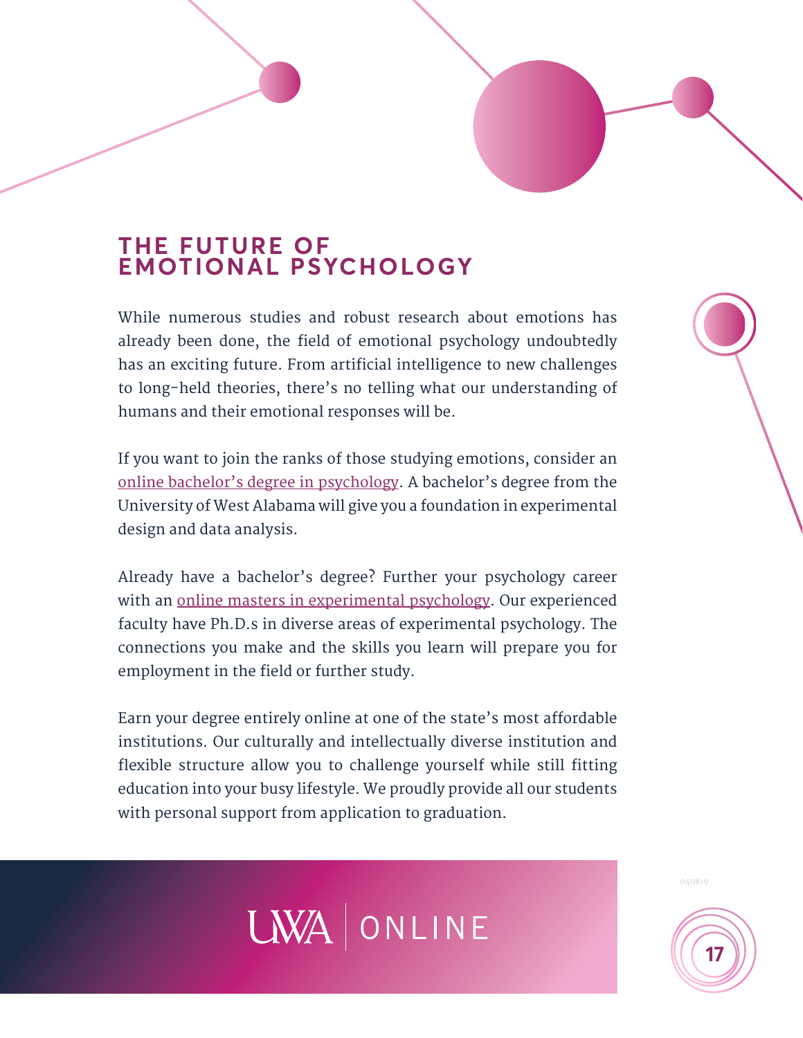## THE FUTURE OF EMOTIONAL PSYCHOLOGY

While numerous studies and robust research about emotions has already been done, the field of emotional psychology undoubtedly has an exciting future. From artificial intelligence to new challenges to long-held theories, there's no telling what our understanding of humans and their emotional responses will be.

If you want to join the ranks of those studying emotions, consider an online bachelor's degree in psychology. A bachelor's degree from the University of West Alabama will give you a foundation in experimental design and data analysis.

Already have a bachelor's degree? Further your psychology career with an online masters in experimental psychology. Our experienced faculty have Ph.D.s in diverse areas of experimental psychology. The connections you make and the skills you learn will prepare you for employment in the field or further study.

Earn your degree entirely online at one of the state's most affordable institutions. Our culturally and intellectually diverse institution and flexible structure allow you to challenge yourself while still fitting education into your busy lifestyle. We proudly provide all our students with personal support from application to graduation.

UWA | ONLINE

040819